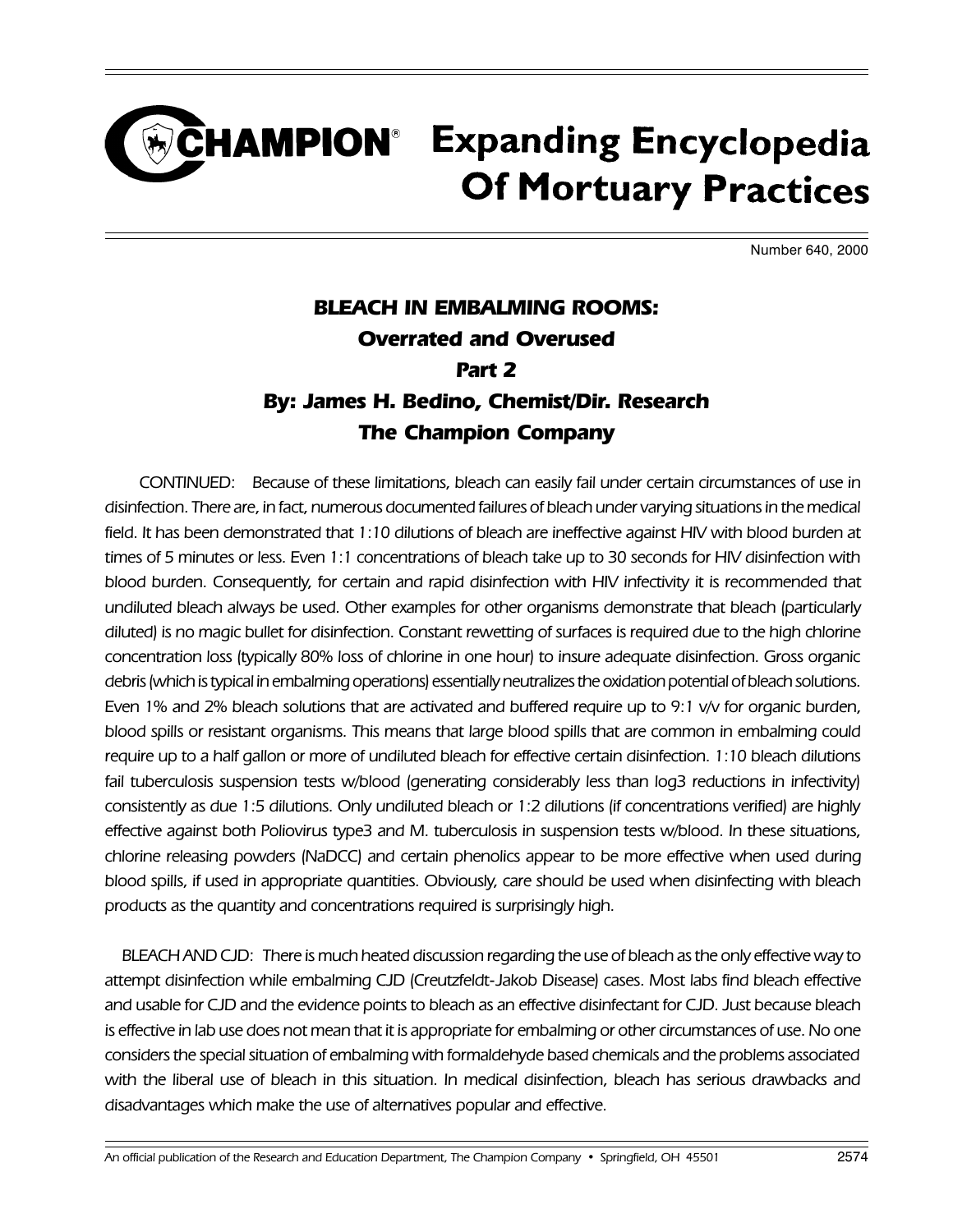# CHAMPION® Expanding Encyclopedia Of Mortuary Practices

Number 640, 2000

## *BLEACH IN EMBALMING ROOMS: Overrated and Overused Part 2*

### *By: James H. Bedino, Chemist/Dir. Research The Champion Company*

*CONTINUED: Because of these limitations, bleach can easily fail under certain circumstances of use in disinfection. There are, in fact, numerous documented failures of bleach under varying situations in the medical field. It has been demonstrated that 1:10 dilutions of bleach are ineffective against HIV with blood burden at times of 5 minutes or less. Even 1:1 concentrations of bleach take up to 30 seconds for HIV disinfection with blood burden. Consequently, for certain and rapid disinfection with HIV infectivity it is recommended that undiluted bleach always be used. Other examples for other organisms demonstrate that bleach (particularly diluted) is no magic bullet for disinfection. Constant rewetting of surfaces is required due to the high chlorine concentration loss (typically 80% loss of chlorine in one hour) to insure adequate disinfection. Gross organic debris (which is typical in embalming operations) essentially neutralizes the oxidation potential of bleach solutions. Even 1% and 2% bleach solutions that are activated and buffered require up to 9:1 v/v for organic burden, blood spills or resistant organisms. This means that large blood spills that are common in embalming could require up to a half gallon or more of undiluted bleach for effective certain disinfection. 1:10 bleach dilutions fail tuberculosis suspension tests w/blood (generating considerably less than log3 reductions in infectivity) consistently as due 1:5 dilutions. Only undiluted bleach or 1:2 dilutions (if concentrations verified) are highly effective against both Poliovirus type3 and M. tuberculosis in suspension tests w/blood. In these situations, chlorine releasing powders (NaDCC) and certain phenolics appear to be more effective when used during blood spills, if used in appropriate quantities. Obviously, care should be used when disinfecting with bleach products as the quantity and concentrations required is surprisingly high.*

*BLEACH AND CJD: There is much heated discussion regarding the use of bleach as the only effective way to attempt disinfection while embalming CJD (Creutzfeldt-Jakob Disease) cases. Most labs find bleach effective and usable for CJD and the evidence points to bleach as an effective disinfectant for CJD. Just because bleach is effective in lab use does not mean that it is appropriate for embalming or other circumstances of use. No one considers the special situation of embalming with formaldehyde based chemicals and the problems associated with the liberal use of bleach in this situation. In medical disinfection, bleach has serious drawbacks and disadvantages which make the use of alternatives popular and effective.*

*An official publication of the Research and Education Department, The Champion Company • Springfield, OH 45501*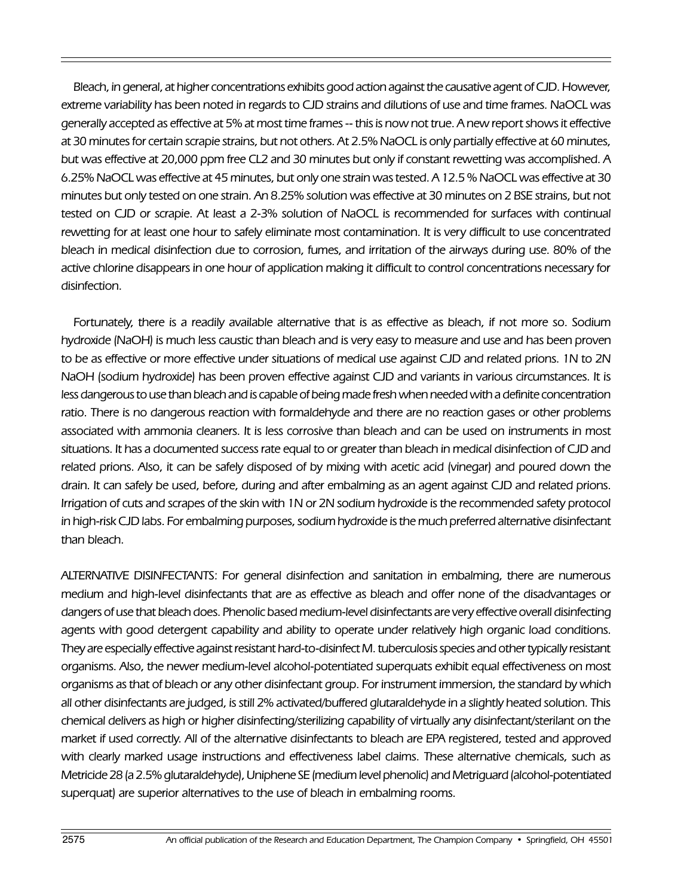*Bleach, in general, at higher concentrations exhibits good action against the causative agent of CJD. However, extreme variability has been noted in regards to CJD strains and dilutions of use and time frames. NaOCL was generally accepted as effective at 5% at most time frames -- this is now not true. A new report shows it effective at 30 minutes for certain scrapie strains, but not others. At 2.5% NaOCL is only partially effective at 60 minutes, but was effective at 20,000 ppm free CL2 and 30 minutes but only if constant rewetting was accomplished. A 6.25% NaOCL was effective at 45 minutes, but only one strain was tested. A 12.5 % NaOCL was effective at 30 minutes but only tested on one strain. An 8.25% solution was effective at 30 minutes on 2 BSE strains, but not tested on CJD or scrapie. At least a 2-3% solution of NaOCL is recommended for surfaces with continual rewetting for at least one hour to safely eliminate most contamination. It is very difficult to use concentrated bleach in medical disinfection due to corrosion, fumes, and irritation of the airways during use. 80% of the active chlorine disappears in one hour of application making it difficult to control concentrations necessary for disinfection.*

*Fortunately, there is a readily available alternative that is as effective as bleach, if not more so. Sodium hydroxide (NaOH) is much less caustic than bleach and is very easy to measure and use and has been proven to be as effective or more effective under situations of medical use against CJD and related prions. 1N to 2N NaOH (sodium hydroxide) has been proven effective against CJD and variants in various circumstances. It is less dangerous to use than bleach and is capable of being made fresh when needed with a definite concentration ratio. There is no dangerous reaction with formaldehyde and there are no reaction gases or other problems associated with ammonia cleaners. It is less corrosive than bleach and can be used on instruments in most situations. It has a documented success rate equal to or greater than bleach in medical disinfection of CJD and related prions. Also, it can be safely disposed of by mixing with acetic acid (vinegar) and poured down the drain. It can safely be used, before, during and after embalming as an agent against CJD and related prions. Irrigation of cuts and scrapes of the skin with 1N or 2N sodium hydroxide is the recommended safety protocol in high-risk CJD labs. For embalming purposes, sodium hydroxide is the much preferred alternative disinfectant than bleach.*

*ALTERNATIVE DISINFECTANTS: For general disinfection and sanitation in embalming, there are numerous medium and high-level disinfectants that are as effective as bleach and offer none of the disadvantages or dangers of use that bleach does. Phenolic based medium-level disinfectants are very effective overall disinfecting agents with good detergent capability and ability to operate under relatively high organic load conditions. They are especially effective against resistant hard-to-disinfect M. tuberculosis species and other typically resistant organisms. Also, the newer medium-level alcohol-potentiated superquats exhibit equal effectiveness on most organisms as that of bleach or any other disinfectant group. For instrument immersion, the standard by which all other disinfectants are judged, is still 2% activated/buffered glutaraldehyde in a slightly heated solution. This chemical delivers as high or higher disinfecting/sterilizing capability of virtually any disinfectant/sterilant on the market if used correctly. All of the alternative disinfectants to bleach are EPA registered, tested and approved with clearly marked usage instructions and effectiveness label claims. These alternative chemicals, such as Metricide 28 (a 2.5% glutaraldehyde), Uniphene SE (medium level phenolic) and Metriguard (alcohol-potentiated superquat) are superior alternatives to the use of bleach in embalming rooms.*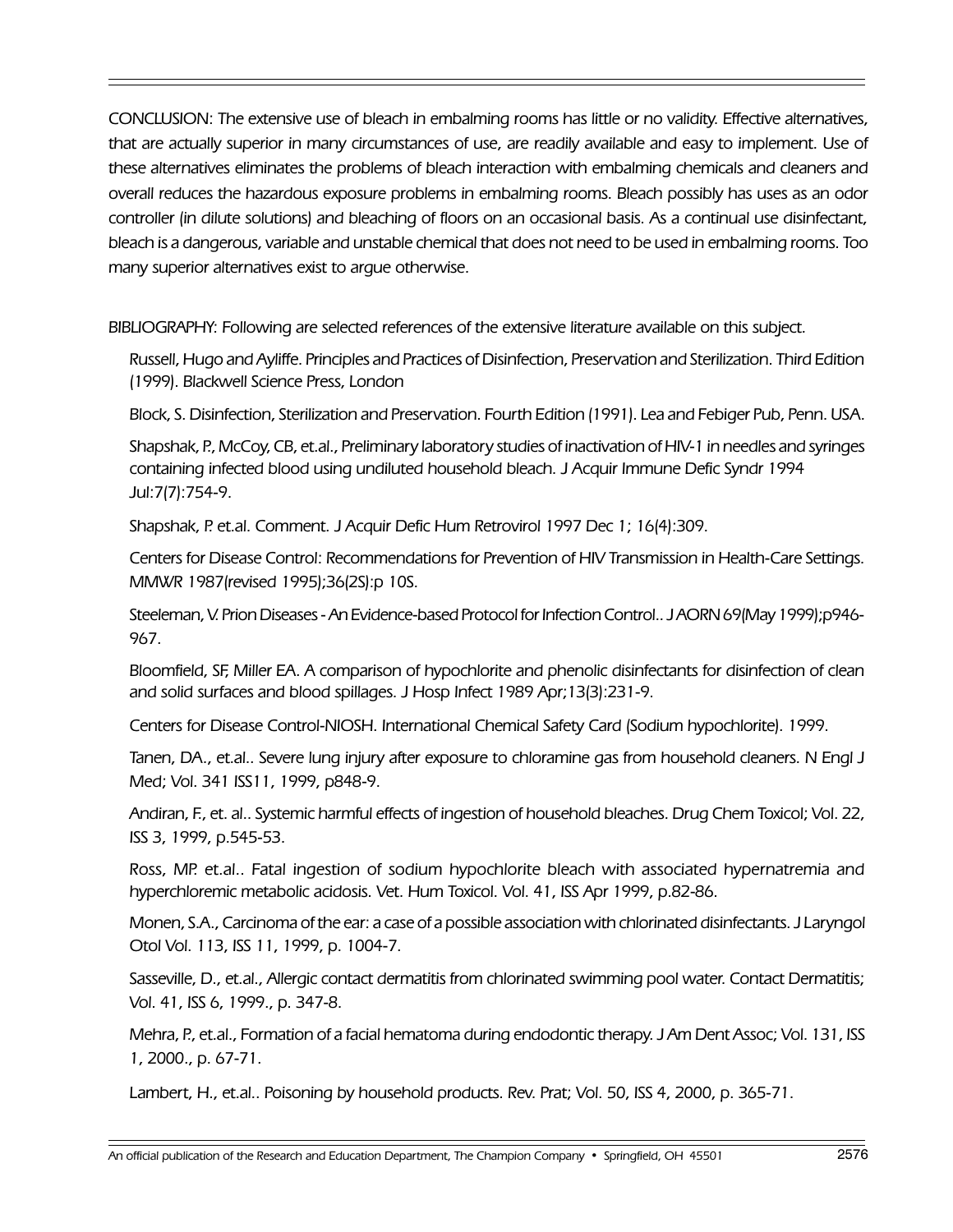*CONCLUSION: The extensive use of bleach in embalming rooms has little or no validity. Effective alternatives, that are actually superior in many circumstances of use, are readily available and easy to implement. Use of these alternatives eliminates the problems of bleach interaction with embalming chemicals and cleaners and overall reduces the hazardous exposure problems in embalming rooms. Bleach possibly has uses as an odor controller (in dilute solutions) and bleaching of floors on an occasional basis. As a continual use disinfectant, bleach is a dangerous, variable and unstable chemical that does not need to be used in embalming rooms. Too many superior alternatives exist to argue otherwise.*

*BIBLIOGRAPHY: Following are selected references of the extensive literature available on this subject.*

*Russell, Hugo and Ayliffe. Principles and Practices of Disinfection, Preservation and Sterilization. Third Edition (1999). Blackwell Science Press, London*

*Block, S. Disinfection, Sterilization and Preservation. Fourth Edition (1991). Lea and Febiger Pub, Penn. USA.*

*Shapshak, P., McCoy, CB, et.al., Preliminary laboratory studies of inactivation of HIV-1 in needles and syringes containing infected blood using undiluted household bleach. J Acquir Immune Defic Syndr 1994 Jul:7(7):754-9.*

*Shapshak, P. et.al. Comment. J Acquir Defic Hum Retrovirol 1997 Dec 1; 16(4):309.*

*Centers for Disease Control: Recommendations for Prevention of HIV Transmission in Health-Care Settings. MMWR 1987(revised 1995);36(2S):p 10S.*

*Steeleman, V. Prion Diseases - An Evidence-based Protocol for Infection Control.. J AORN 69(May 1999);p946-967.*

*Bloomfield, SF, Miller EA. A comparison of hypochlorite and phenolic disinfectants for disinfection of clean and solid surfaces and blood spillages. J Hosp Infect 1989 Apr;13(3):231-9.*

*Centers for Disease Control-NIOSH. International Chemical Safety Card (Sodium hypochlorite). 1999.*

*Tanen, DA., et.al.. Severe lung injury after exposure to chloramine gas from household cleaners. N Engl J Med; Vol. 341 ISS11, 1999, p848-9.*

*Andiran, F., et. al.. Systemic harmful effects of ingestion of household bleaches. Drug Chem Toxicol; Vol. 22, ISS 3, 1999, p.545-53.*

*Ross, MP. et.al.. Fatal ingestion of sodium hypochlorite bleach with associated hypernatremia and hyperchloremic metabolic acidosis. Vet. Hum Toxicol. Vol. 41, ISS Apr 1999, p.82-86.*

*Monen, S.A., Carcinoma of the ear: a case of a possible association with chlorinated disinfectants. J Laryngol Otol Vol. 113, ISS 11, 1999, p. 1004-7.*

*Sasseville, D., et.al., Allergic contact dermatitis from chlorinated swimming pool water. Contact Dermatitis; Vol. 41, ISS 6, 1999., p. 347-8.*

*Mehra, P., et.al., Formation of a facial hematoma during endodontic therapy. J Am Dent Assoc; Vol. 131, ISS 1, 2000., p. 67-71.*

*Lambert, H., et.al.. Poisoning by household products. Rev. Prat; Vol. 50, ISS 4, 2000, p. 365-71.*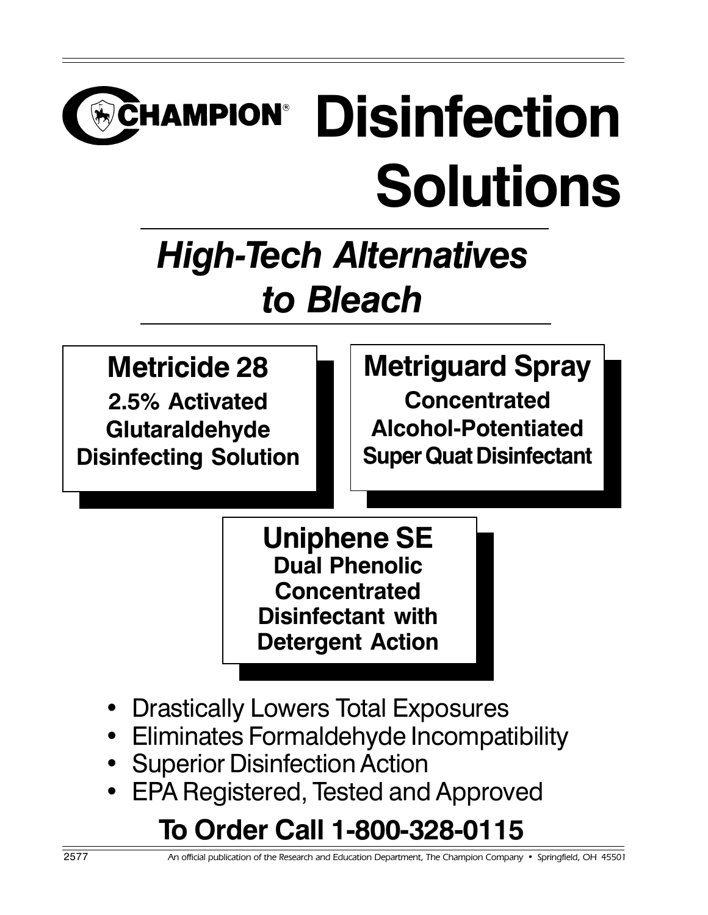# CHAMPION® Disinfection Solutions

## *High-Tech Alternatives to Bleach*

### Metricide 28

**2.5% Activated Glutaraldehyde Disinfecting Solution**

### Metriguard Spray

**Concentrated Alcohol-Potentiated Super Quat Disinfectant**

### Uniphene SE

**Dual Phenolic Concentrated Disinfectant with Detergent Action**

- Drastically Lowers Total Exposures
- Eliminates Formaldehyde Incompatibility
- Superior Disinfection Action
- EPA Registered, Tested and Approved

**To Order Call 1-800-328-0115**

2577 *An official publication of the Research and Education Department, The Champion Company • Springfield, OH 45501*